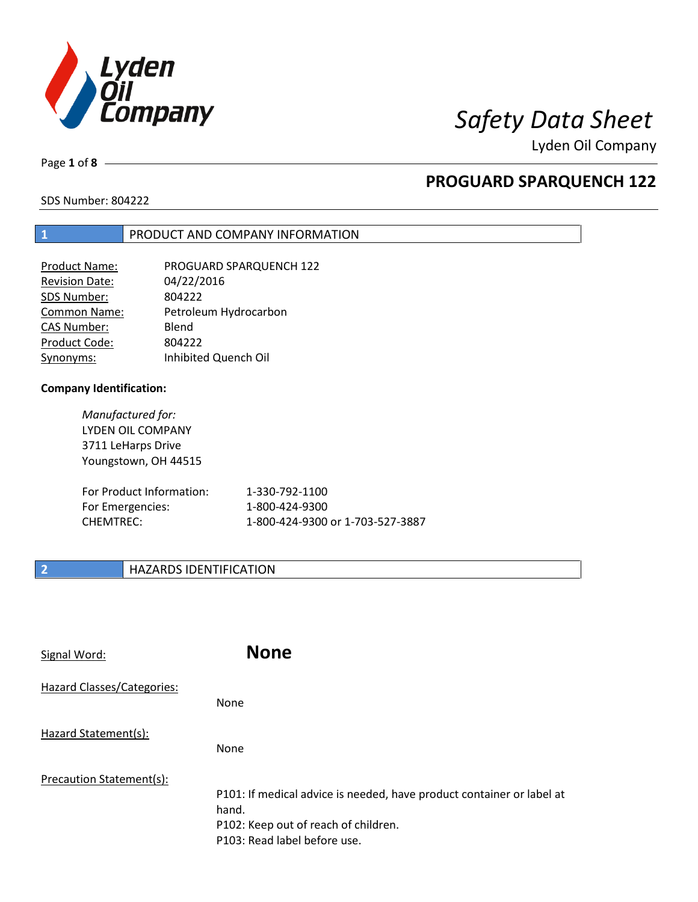# Safety Data Sheet

Lyden Oil Company

## PROGUARD SPARQUENCH 122

SDS Number: 804222

## 1 PRODUCT AND COMPANY INFORMATION

| | |
|---|---|
| Product Name: | PROGUARD SPARQUENCH 122 |
| Revision Date: | 04/22/2016 |
| SDS Number: | 804222 |
| Common Name: | Petroleum Hydrocarbon |
| CAS Number: | Blend |
| Product Code: | 804222 |
| Synonyms: | Inhibited Quench Oil |

**Company Identification:**

*Manufactured for:*
LYDEN OIL COMPANY
3711 LeHarps Drive
Youngstown, OH 44515

| | |
|---|---|
| For Product Information: | 1-330-792-1100 |
| For Emergencies: | 1-800-424-9300 |
| CHEMTREC: | 1-800-424-9300 or 1-703-527-3887 |

## 2 HAZARDS IDENTIFICATION

Signal Word: **None**

Hazard Classes/Categories:

None

Hazard Statement(s):

None

Precaution Statement(s):

P101: If medical advice is needed, have product container or label at hand.
P102: Keep out of reach of children.
P103: Read label before use.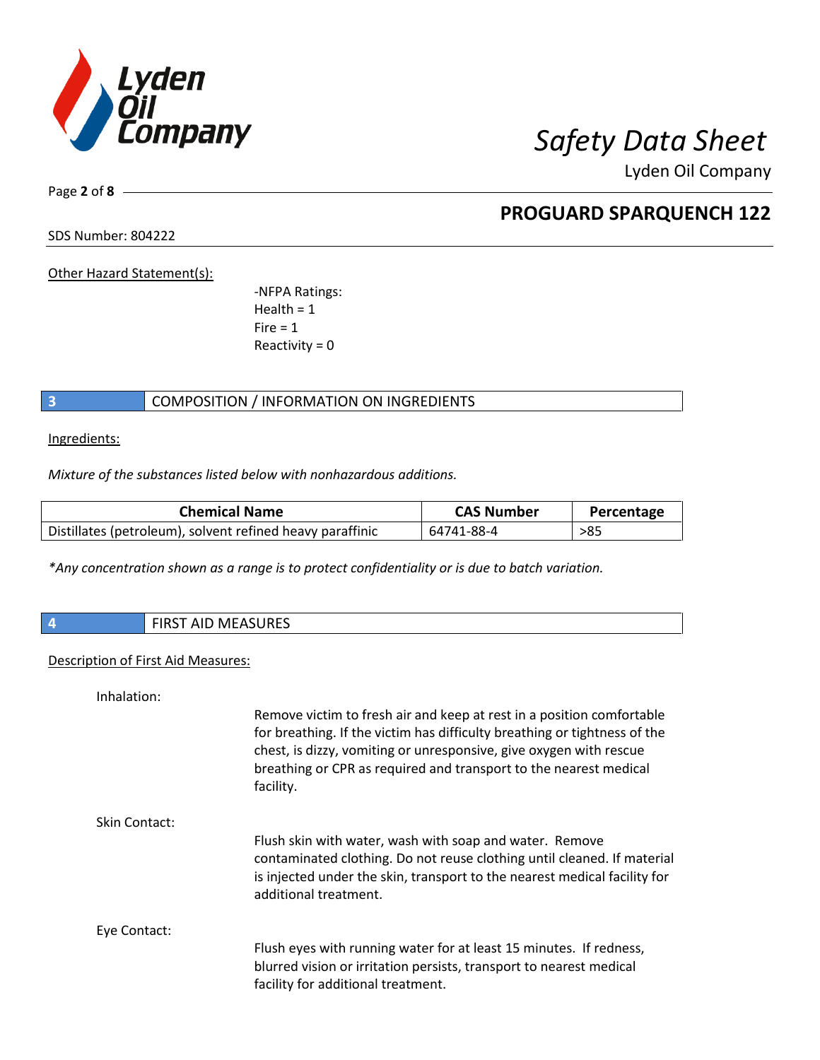Other Hazard Statement(s):

-NFPA Ratings:
Health = 1
Fire = 1
Reactivity = 0

## 3 COMPOSITION / INFORMATION ON INGREDIENTS

Ingredients:

*Mixture of the substances listed below with nonhazardous additions.*

| Chemical Name | CAS Number | Percentage |
|---|---|---|
| Distillates (petroleum), solvent refined heavy paraffinic | 64741-88-4 | >85 |

*\*Any concentration shown as a range is to protect confidentiality or is due to batch variation.*

## 4 FIRST AID MEASURES

Description of First Aid Measures:

Inhalation:

Remove victim to fresh air and keep at rest in a position comfortable for breathing. If the victim has difficulty breathing or tightness of the chest, is dizzy, vomiting or unresponsive, give oxygen with rescue breathing or CPR as required and transport to the nearest medical facility.

Skin Contact:

Flush skin with water, wash with soap and water. Remove contaminated clothing. Do not reuse clothing until cleaned. If material is injected under the skin, transport to the nearest medical facility for additional treatment.

Eye Contact:

Flush eyes with running water for at least 15 minutes. If redness, blurred vision or irritation persists, transport to nearest medical facility for additional treatment.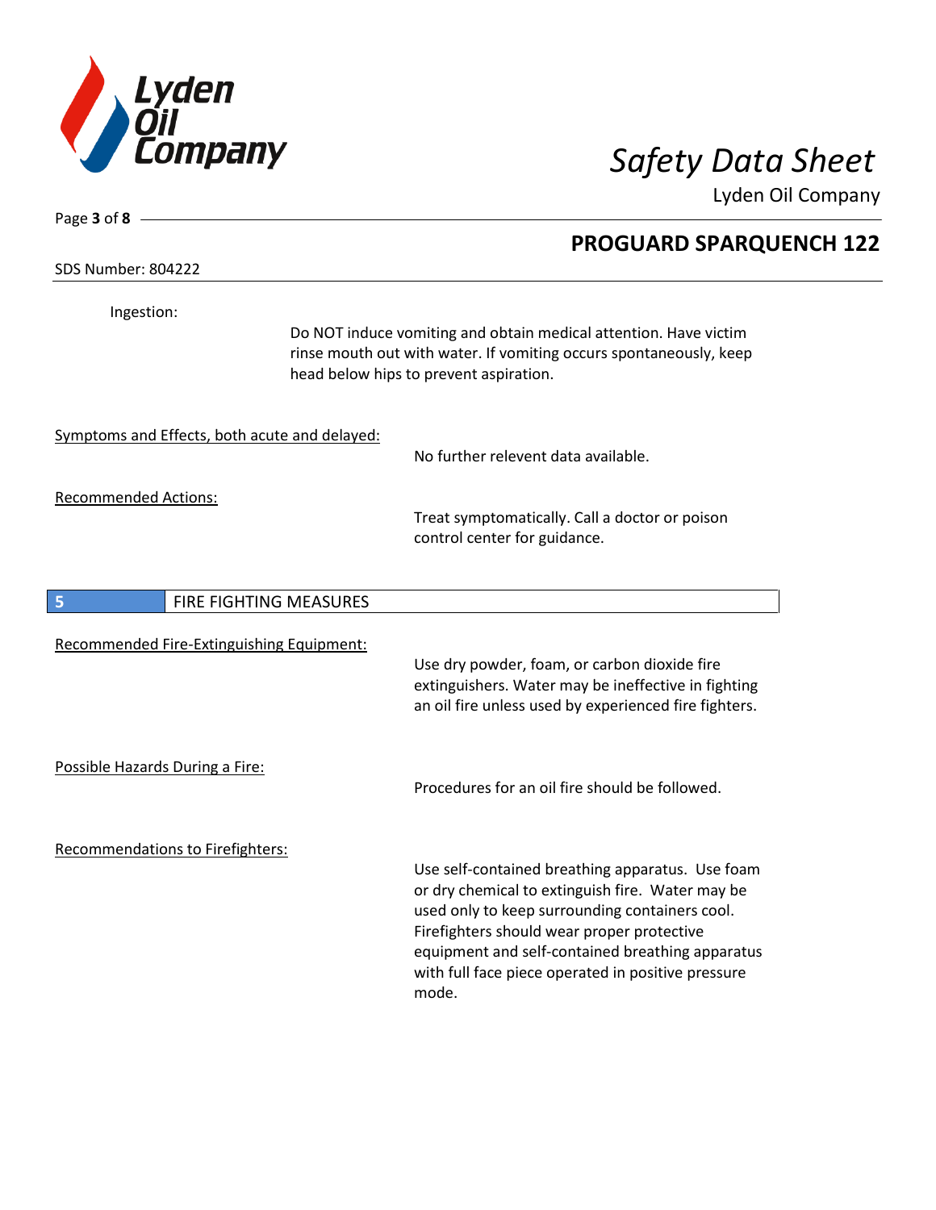Ingestion:

Do NOT induce vomiting and obtain medical attention. Have victim rinse mouth out with water. If vomiting occurs spontaneously, keep head below hips to prevent aspiration.

Symptoms and Effects, both acute and delayed:

No further relevent data available.

Recommended Actions:

Treat symptomatically. Call a doctor or poison control center for guidance.

## 5 FIRE FIGHTING MEASURES

Recommended Fire-Extinguishing Equipment:

Use dry powder, foam, or carbon dioxide fire extinguishers. Water may be ineffective in fighting an oil fire unless used by experienced fire fighters.

Possible Hazards During a Fire:

Procedures for an oil fire should be followed.

Recommendations to Firefighters:

Use self-contained breathing apparatus. Use foam or dry chemical to extinguish fire. Water may be used only to keep surrounding containers cool. Firefighters should wear proper protective equipment and self-contained breathing apparatus with full face piece operated in positive pressure mode.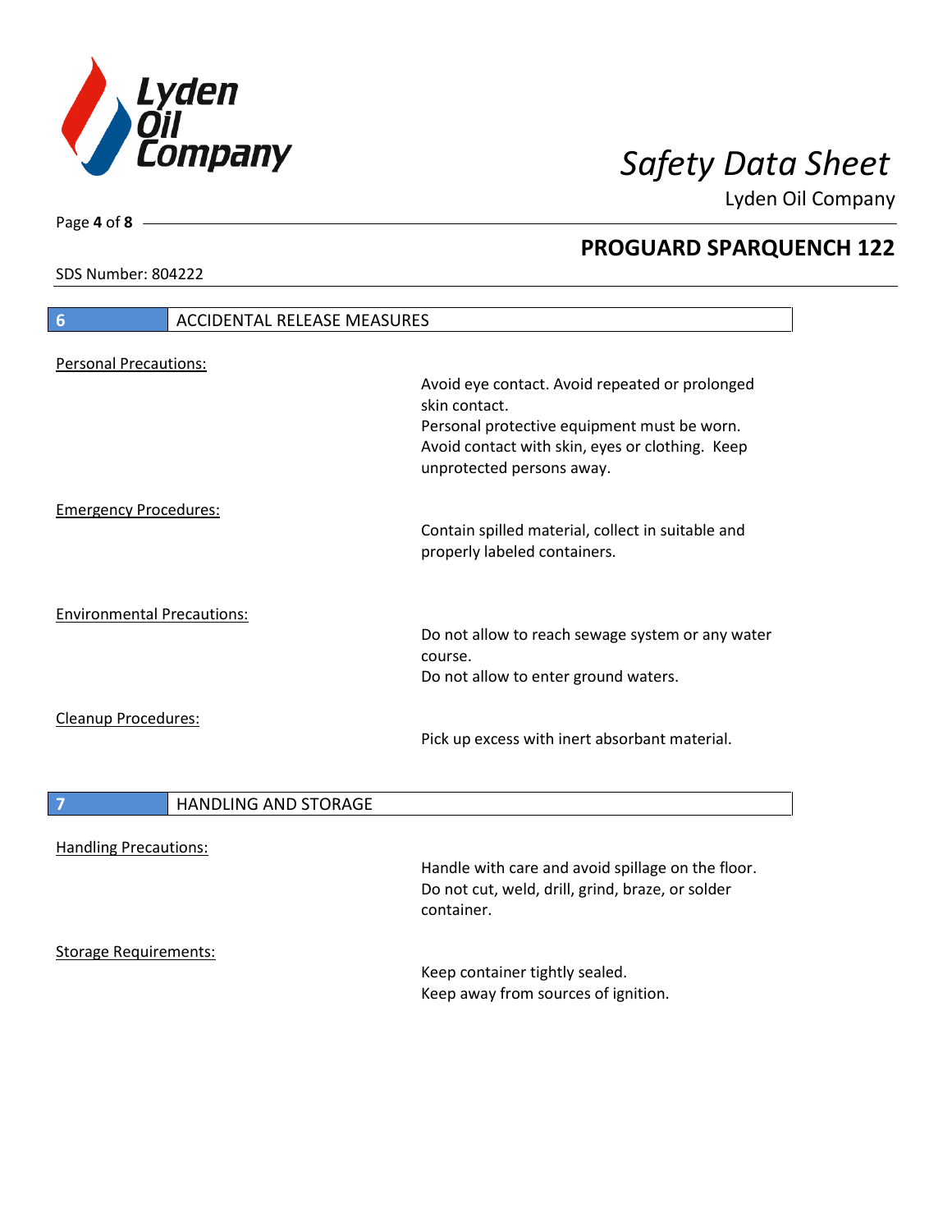## PROGUARD SPARQUENCH 122

SDS Number: 804222

## 6 ACCIDENTAL RELEASE MEASURES

**Personal Precautions:**

Avoid eye contact. Avoid repeated or prolonged skin contact.
Personal protective equipment must be worn.
Avoid contact with skin, eyes or clothing. Keep unprotected persons away.

**Emergency Procedures:**

Contain spilled material, collect in suitable and properly labeled containers.

**Environmental Precautions:**

Do not allow to reach sewage system or any water course.
Do not allow to enter ground waters.

**Cleanup Procedures:**

Pick up excess with inert absorbant material.

## 7 HANDLING AND STORAGE

**Handling Precautions:**

Handle with care and avoid spillage on the floor.
Do not cut, weld, drill, grind, braze, or solder container.

**Storage Requirements:**

Keep container tightly sealed.
Keep away from sources of ignition.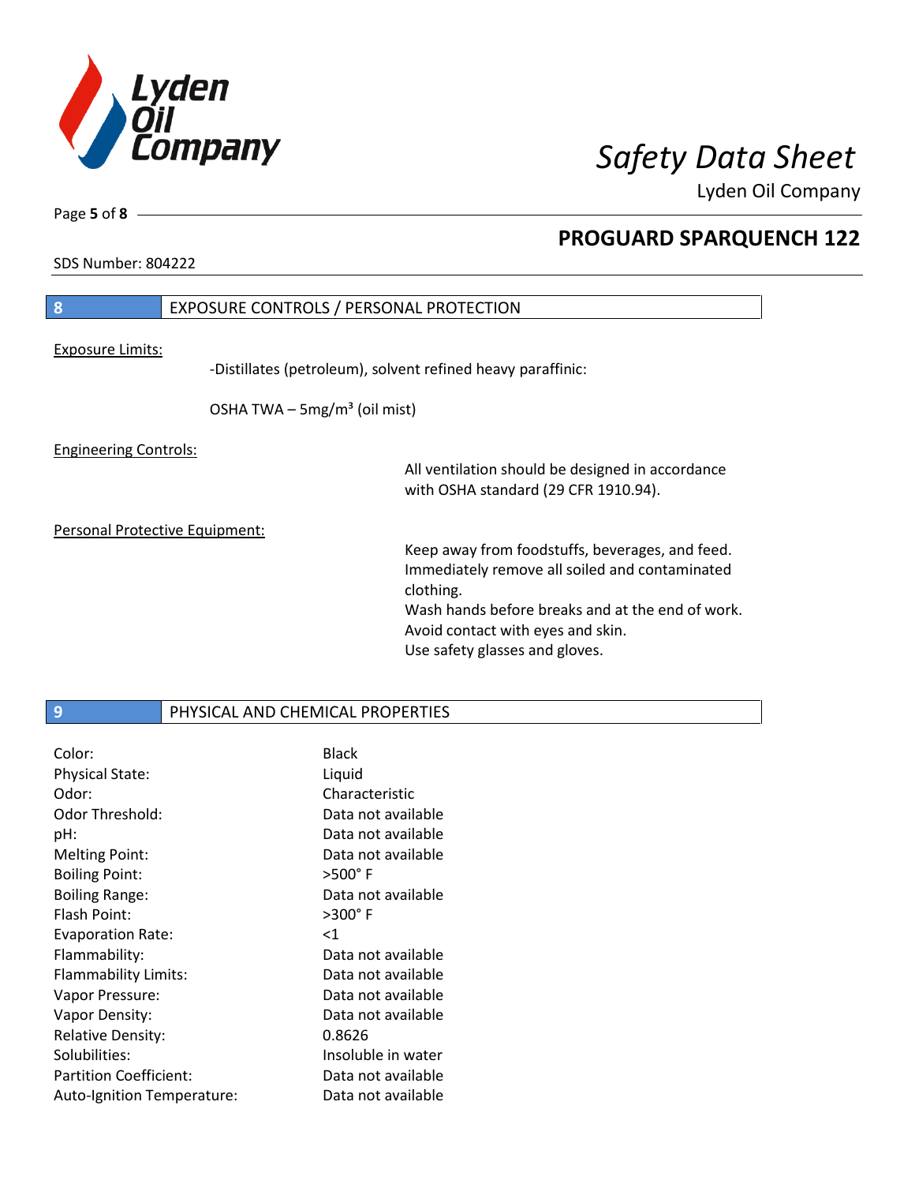## 8 EXPOSURE CONTROLS / PERSONAL PROTECTION

Exposure Limits:

-Distillates (petroleum), solvent refined heavy paraffinic:

OSHA TWA – 5mg/m³ (oil mist)

Engineering Controls:

All ventilation should be designed in accordance with OSHA standard (29 CFR 1910.94).

Personal Protective Equipment:

Keep away from foodstuffs, beverages, and feed.
Immediately remove all soiled and contaminated clothing.
Wash hands before breaks and at the end of work.
Avoid contact with eyes and skin.
Use safety glasses and gloves.

## 9 PHYSICAL AND CHEMICAL PROPERTIES

| | |
|---|---|
| Color: | Black |
| Physical State: | Liquid |
| Odor: | Characteristic |
| Odor Threshold: | Data not available |
| pH: | Data not available |
| Melting Point: | Data not available |
| Boiling Point: | >500° F |
| Boiling Range: | Data not available |
| Flash Point: | >300° F |
| Evaporation Rate: | <1 |
| Flammability: | Data not available |
| Flammability Limits: | Data not available |
| Vapor Pressure: | Data not available |
| Vapor Density: | Data not available |
| Relative Density: | 0.8626 |
| Solubilities: | Insoluble in water |
| Partition Coefficient: | Data not available |
| Auto-Ignition Temperature: | Data not available |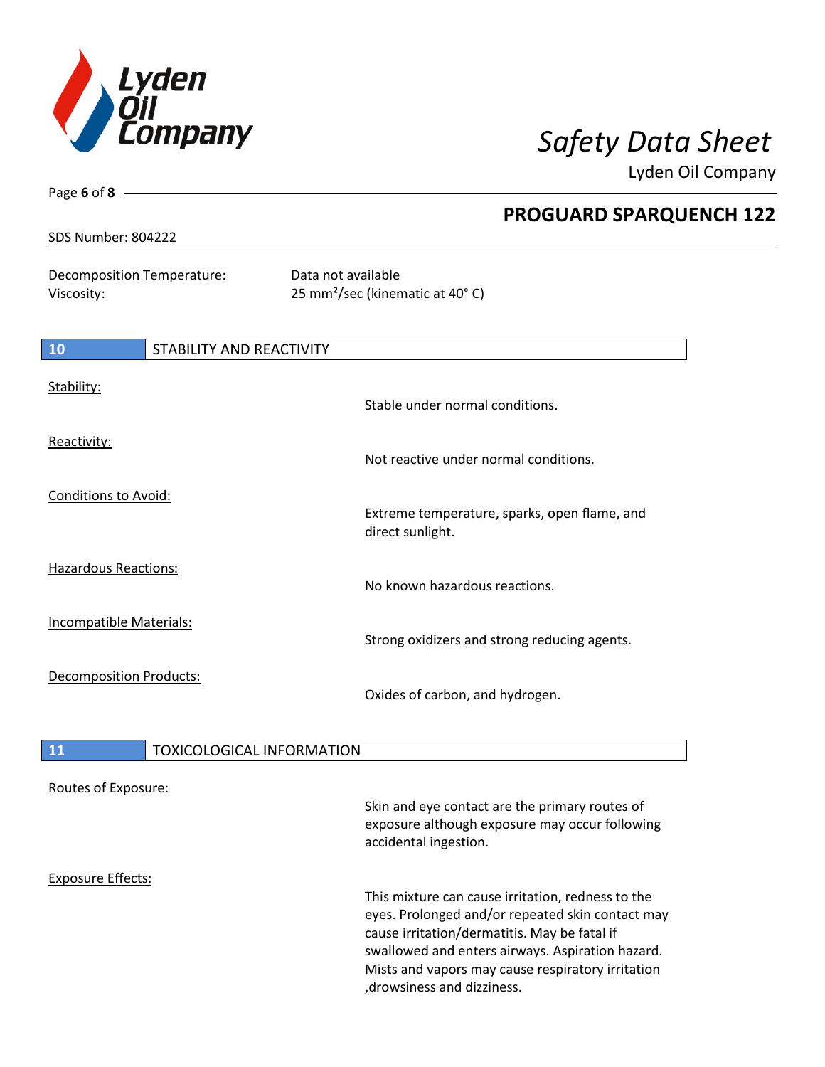Decomposition Temperature: Data not available

Viscosity: 25 mm²/sec (kinematic at 40° C)

## 10 STABILITY AND REACTIVITY

**Stability:**
Stable under normal conditions.

**Reactivity:**
Not reactive under normal conditions.

**Conditions to Avoid:**
Extreme temperature, sparks, open flame, and direct sunlight.

**Hazardous Reactions:**
No known hazardous reactions.

**Incompatible Materials:**
Strong oxidizers and strong reducing agents.

**Decomposition Products:**
Oxides of carbon, and hydrogen.

## 11 TOXICOLOGICAL INFORMATION

**Routes of Exposure:**
Skin and eye contact are the primary routes of exposure although exposure may occur following accidental ingestion.

**Exposure Effects:**
This mixture can cause irritation, redness to the eyes. Prolonged and/or repeated skin contact may cause irritation/dermatitis. May be fatal if swallowed and enters airways. Aspiration hazard. Mists and vapors may cause respiratory irritation ,drowsiness and dizziness.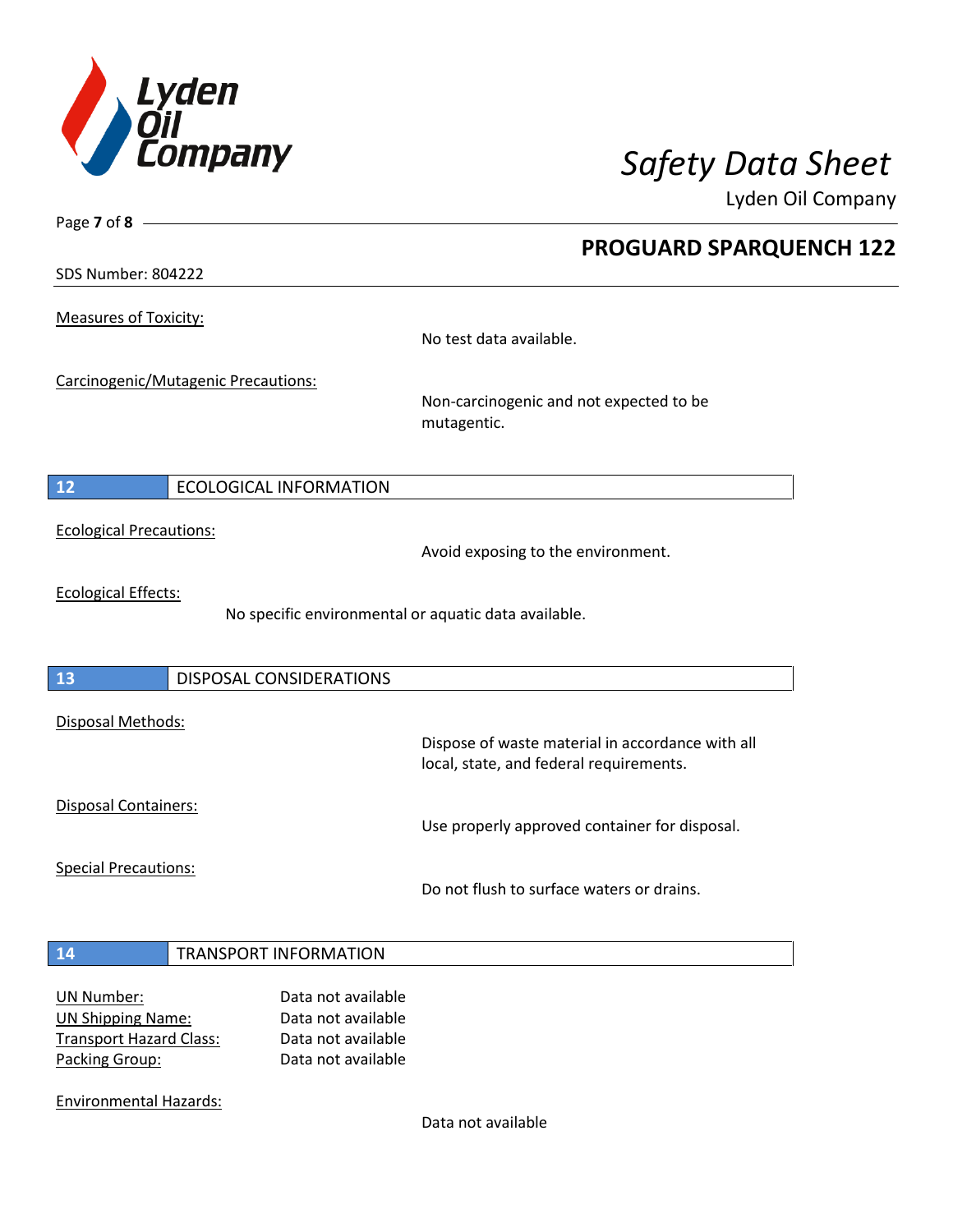Measures of Toxicity:

No test data available.

Carcinogenic/Mutagenic Precautions:

Non-carcinogenic and not expected to be mutagentic.

## 12 ECOLOGICAL INFORMATION

Ecological Precautions:

Avoid exposing to the environment.

Ecological Effects:

No specific environmental or aquatic data available.

## 13 DISPOSAL CONSIDERATIONS

Disposal Methods:

Dispose of waste material in accordance with all local, state, and federal requirements.

Disposal Containers:

Use properly approved container for disposal.

Special Precautions:

Do not flush to surface waters or drains.

## 14 TRANSPORT INFORMATION

UN Number: Data not available
UN Shipping Name: Data not available
Transport Hazard Class: Data not available
Packing Group: Data not available

Environmental Hazards:

Data not available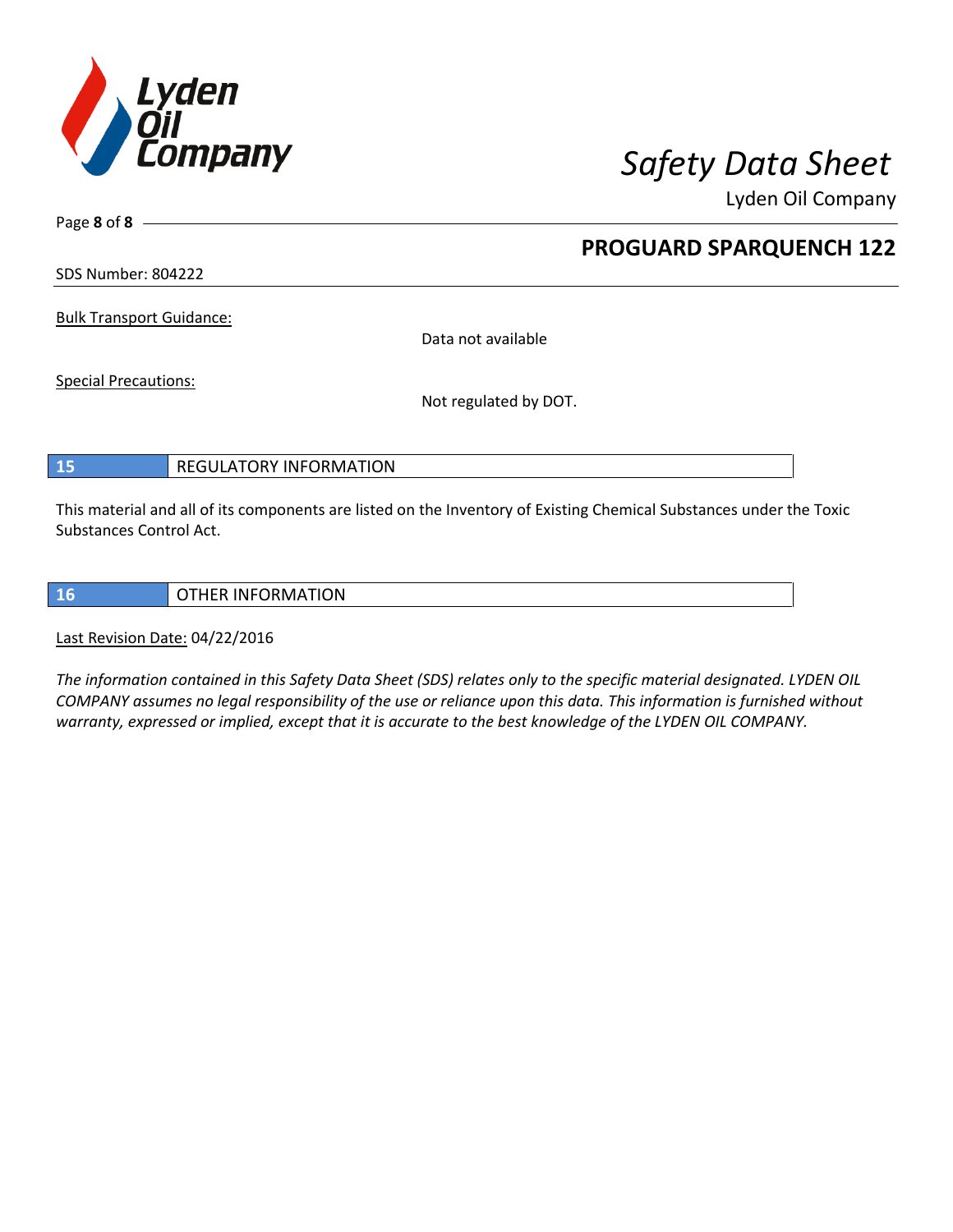Bulk Transport Guidance:

Data not available

Special Precautions:

Not regulated by DOT.

## 15 REGULATORY INFORMATION

This material and all of its components are listed on the Inventory of Existing Chemical Substances under the Toxic Substances Control Act.

## 16 OTHER INFORMATION

Last Revision Date: 04/22/2016

*The information contained in this Safety Data Sheet (SDS) relates only to the specific material designated. LYDEN OIL COMPANY assumes no legal responsibility of the use or reliance upon this data. This information is furnished without warranty, expressed or implied, except that it is accurate to the best knowledge of the LYDEN OIL COMPANY.*